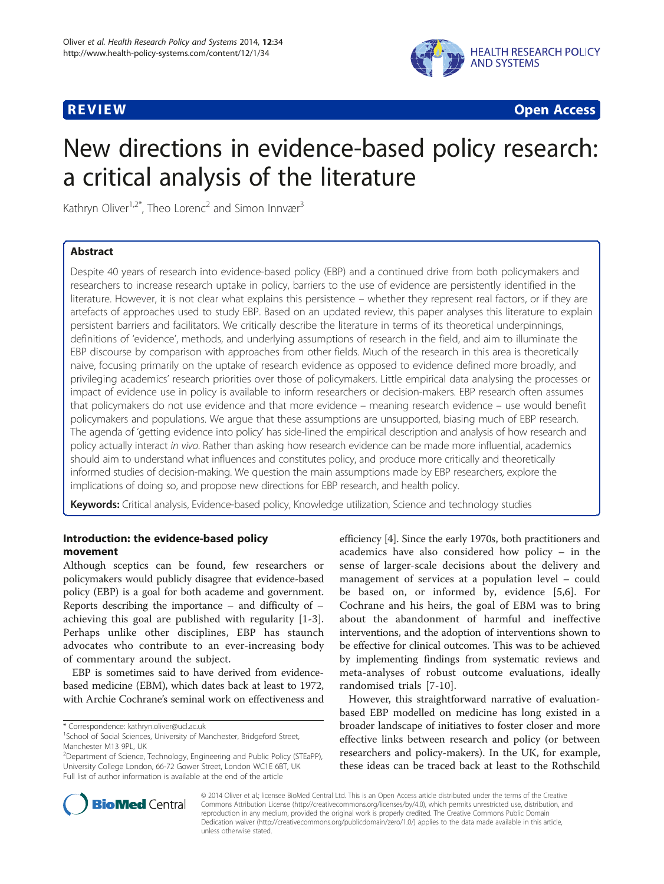**REVIEW** **Open Access**

# New directions in evidence-based policy research: a critical analysis of the literature

Kathryn Oliver[1,2*], Theo Lorenc[2] and Simon Innvær[3]

## Abstract

Despite 40 years of research into evidence-based policy (EBP) and a continued drive from both policymakers and researchers to increase research uptake in policy, barriers to the use of evidence are persistently identified in the literature. However, it is not clear what explains this persistence – whether they represent real factors, or if they are artefacts of approaches used to study EBP. Based on an updated review, this paper analyses this literature to explain persistent barriers and facilitators. We critically describe the literature in terms of its theoretical underpinnings, definitions of 'evidence', methods, and underlying assumptions of research in the field, and aim to illuminate the EBP discourse by comparison with approaches from other fields. Much of the research in this area is theoretically naive, focusing primarily on the uptake of research evidence as opposed to evidence defined more broadly, and privileging academics' research priorities over those of policymakers. Little empirical data analysing the processes or impact of evidence use in policy is available to inform researchers or decision-makers. EBP research often assumes that policymakers do not use evidence and that more evidence – meaning research evidence – use would benefit policymakers and populations. We argue that these assumptions are unsupported, biasing much of EBP research. The agenda of 'getting evidence into policy' has side-lined the empirical description and analysis of how research and policy actually interact *in vivo*. Rather than asking how research evidence can be made more influential, academics should aim to understand what influences and constitutes policy, and produce more critically and theoretically informed studies of decision-making. We question the main assumptions made by EBP researchers, explore the implications of doing so, and propose new directions for EBP research, and health policy.

**Keywords:** Critical analysis, Evidence-based policy, Knowledge utilization, Science and technology studies

## Introduction: the evidence-based policy movement

Although sceptics can be found, few researchers or policymakers would publicly disagree that evidence-based policy (EBP) is a goal for both academe and government. Reports describing the importance – and difficulty of – achieving this goal are published with regularity [1-3]. Perhaps unlike other disciplines, EBP has staunch advocates who contribute to an ever-increasing body of commentary around the subject.

EBP is sometimes said to have derived from evidence-based medicine (EBM), which dates back at least to 1972, with Archie Cochrane's seminal work on effectiveness and efficiency [4]. Since the early 1970s, both practitioners and academics have also considered how policy – in the sense of larger-scale decisions about the delivery and management of services at a population level – could be based on, or informed by, evidence [5,6]. For Cochrane and his heirs, the goal of EBM was to bring about the abandonment of harmful and ineffective interventions, and the adoption of interventions shown to be effective for clinical outcomes. This was to be achieved by implementing findings from systematic reviews and meta-analyses of robust outcome evaluations, ideally randomised trials [7-10].

However, this straightforward narrative of evaluation-based EBP modelled on medicine has long existed in a broader landscape of initiatives to foster closer and more effective links between research and policy (or between researchers and policy-makers). In the UK, for example, these ideas can be traced back at least to the Rothschild

\* Correspondence: kathryn.oliver@ucl.ac.uk
[1]School of Social Sciences, University of Manchester, Bridgeford Street, Manchester M13 9PL, UK
[2]Department of Science, Technology, Engineering and Public Policy (STEaPP), University College London, 66-72 Gower Street, London WC1E 6BT, UK
Full list of author information is available at the end of the article

© 2014 Oliver et al.; licensee BioMed Central Ltd. This is an Open Access article distributed under the terms of the Creative Commons Attribution License (http://creativecommons.org/licenses/by/4.0), which permits unrestricted use, distribution, and reproduction in any medium, provided the original work is properly credited. The Creative Commons Public Domain Dedication waiver (http://creativecommons.org/publicdomain/zero/1.0/) applies to the data made available in this article, unless otherwise stated.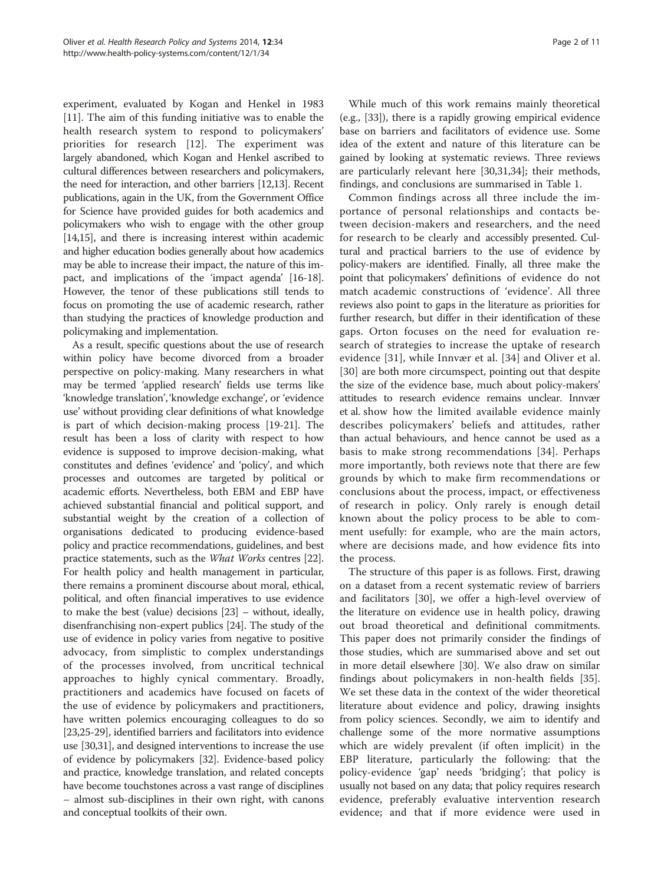experiment, evaluated by Kogan and Henkel in 1983 [11]. The aim of this funding initiative was to enable the health research system to respond to policymakers' priorities for research [12]. The experiment was largely abandoned, which Kogan and Henkel ascribed to cultural differences between researchers and policymakers, the need for interaction, and other barriers [12,13]. Recent publications, again in the UK, from the Government Office for Science have provided guides for both academics and policymakers who wish to engage with the other group [14,15], and there is increasing interest within academic and higher education bodies generally about how academics may be able to increase their impact, the nature of this impact, and implications of the 'impact agenda' [16-18]. However, the tenor of these publications still tends to focus on promoting the use of academic research, rather than studying the practices of knowledge production and policymaking and implementation.

As a result, specific questions about the use of research within policy have become divorced from a broader perspective on policy-making. Many researchers in what may be termed 'applied research' fields use terms like 'knowledge translation', 'knowledge exchange', or 'evidence use' without providing clear definitions of what knowledge is part of which decision-making process [19-21]. The result has been a loss of clarity with respect to how evidence is supposed to improve decision-making, what constitutes and defines 'evidence' and 'policy', and which processes and outcomes are targeted by political or academic efforts. Nevertheless, both EBM and EBP have achieved substantial financial and political support, and substantial weight by the creation of a collection of organisations dedicated to producing evidence-based policy and practice recommendations, guidelines, and best practice statements, such as the *What Works* centres [22]. For health policy and health management in particular, there remains a prominent discourse about moral, ethical, political, and often financial imperatives to use evidence to make the best (value) decisions [23] – without, ideally, disenfranchising non-expert publics [24]. The study of the use of evidence in policy varies from negative to positive advocacy, from simplistic to complex understandings of the processes involved, from uncritical technical approaches to highly cynical commentary. Broadly, practitioners and academics have focused on facets of the use of evidence by policymakers and practitioners, have written polemics encouraging colleagues to do so [23,25-29], identified barriers and facilitators into evidence use [30,31], and designed interventions to increase the use of evidence by policymakers [32]. Evidence-based policy and practice, knowledge translation, and related concepts have become touchstones across a vast range of disciplines – almost sub-disciplines in their own right, with canons and conceptual toolkits of their own.

While much of this work remains mainly theoretical (e.g., [33]), there is a rapidly growing empirical evidence base on barriers and facilitators of evidence use. Some idea of the extent and nature of this literature can be gained by looking at systematic reviews. Three reviews are particularly relevant here [30,31,34]; their methods, findings, and conclusions are summarised in Table 1.

Common findings across all three include the importance of personal relationships and contacts between decision-makers and researchers, and the need for research to be clearly and accessibly presented. Cultural and practical barriers to the use of evidence by policy-makers are identified. Finally, all three make the point that policymakers' definitions of evidence do not match academic constructions of 'evidence'. All three reviews also point to gaps in the literature as priorities for further research, but differ in their identification of these gaps. Orton focuses on the need for evaluation research of strategies to increase the uptake of research evidence [31], while Innvær et al. [34] and Oliver et al. [30] are both more circumspect, pointing out that despite the size of the evidence base, much about policy-makers' attitudes to research evidence remains unclear. Innvær et al. show how the limited available evidence mainly describes policymakers' beliefs and attitudes, rather than actual behaviours, and hence cannot be used as a basis to make strong recommendations [34]. Perhaps more importantly, both reviews note that there are few grounds by which to make firm recommendations or conclusions about the process, impact, or effectiveness of research in policy. Only rarely is enough detail known about the policy process to be able to comment usefully: for example, who are the main actors, where are decisions made, and how evidence fits into the process.

The structure of this paper is as follows. First, drawing on a dataset from a recent systematic review of barriers and facilitators [30], we offer a high-level overview of the literature on evidence use in health policy, drawing out broad theoretical and definitional commitments. This paper does not primarily consider the findings of those studies, which are summarised above and set out in more detail elsewhere [30]. We also draw on similar findings about policymakers in non-health fields [35]. We set these data in the context of the wider theoretical literature about evidence and policy, drawing insights from policy sciences. Secondly, we aim to identify and challenge some of the more normative assumptions which are widely prevalent (if often implicit) in the EBP literature, particularly the following: that the policy-evidence 'gap' needs 'bridging'; that policy is usually not based on any data; that policy requires research evidence, preferably evaluative intervention research evidence; and that if more evidence were used in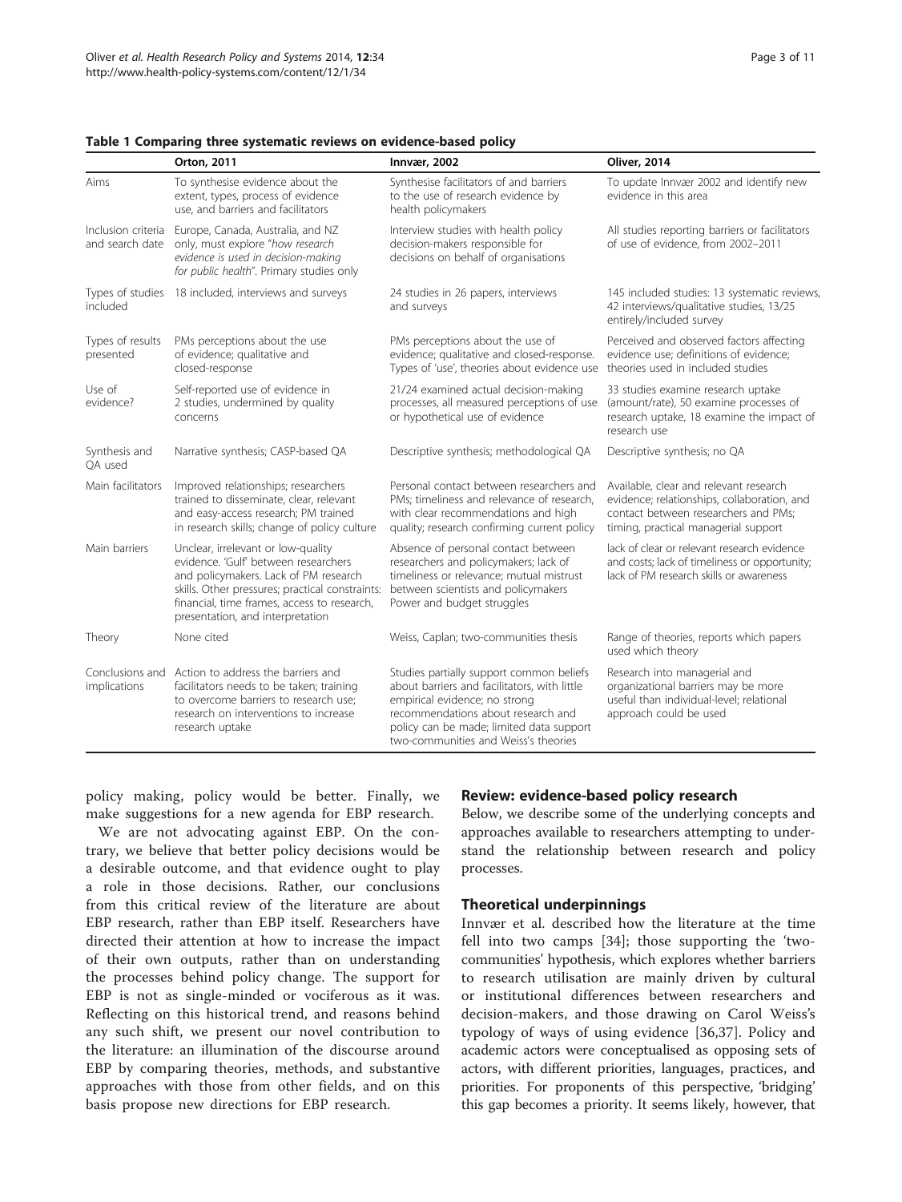**Table 1 Comparing three systematic reviews on evidence-based policy**

| | Orton, 2011 | Innvær, 2002 | Oliver, 2014 |
|---|---|---|---|
| Aims | To synthesise evidence about the extent, types, process of evidence use, and barriers and facilitators | Synthesise facilitators of and barriers to the use of research evidence by health policymakers | To update Innvær 2002 and identify new evidence in this area |
| Inclusion criteria and search date | Europe, Canada, Australia, and NZ only, must explore "*how research evidence is used in decision-making for public health*". Primary studies only | Interview studies with health policy decision-makers responsible for decisions on behalf of organisations | All studies reporting barriers or facilitators of use of evidence, from 2002–2011 |
| Types of studies included | 18 included, interviews and surveys | 24 studies in 26 papers, interviews and surveys | 145 included studies: 13 systematic reviews, 42 interviews/qualitative studies, 13/25 entirely/included survey |
| Types of results presented | PMs perceptions about the use of evidence; qualitative and closed-response | PMs perceptions about the use of evidence; qualitative and closed-response. Types of 'use', theories about evidence use | Perceived and observed factors affecting evidence use; definitions of evidence; theories used in included studies |
| Use of evidence? | Self-reported use of evidence in 2 studies, undermined by quality concerns | 21/24 examined actual decision-making processes, all measured perceptions of use or hypothetical use of evidence | 33 studies examine research uptake (amount/rate), 50 examine processes of research uptake, 18 examine the impact of research use |
| Synthesis and QA used | Narrative synthesis; CASP-based QA | Descriptive synthesis; methodological QA | Descriptive synthesis; no QA |
| Main facilitators | Improved relationships; researchers trained to disseminate, clear, relevant and easy-access research; PM trained in research skills; change of policy culture | Personal contact between researchers and PMs; timeliness and relevance of research, with clear recommendations and high quality; research confirming current policy | Available, clear and relevant research evidence; relationships, collaboration, and contact between researchers and PMs; timing, practical managerial support |
| Main barriers | Unclear, irrelevant or low-quality evidence. 'Gulf' between researchers and policymakers. Lack of PM research skills. Other pressures; practical constraints: financial, time frames, access to research, presentation, and interpretation | Absence of personal contact between researchers and policymakers; lack of timeliness or relevance; mutual mistrust between scientists and policymakers Power and budget struggles | lack of clear or relevant research evidence and costs; lack of timeliness or opportunity; lack of PM research skills or awareness |
| Theory | None cited | Weiss, Caplan; two-communities thesis | Range of theories, reports which papers used which theory |
| Conclusions and implications | Action to address the barriers and facilitators needs to be taken; training to overcome barriers to research use; research on interventions to increase research uptake | Studies partially support common beliefs about barriers and facilitators, with little empirical evidence; no strong recommendations about research and policy can be made; limited data support two-communities and Weiss's theories | Research into managerial and organizational barriers may be more useful than individual-level; relational approach could be used |

policy making, policy would be better. Finally, we make suggestions for a new agenda for EBP research.

We are not advocating against EBP. On the contrary, we believe that better policy decisions would be a desirable outcome, and that evidence ought to play a role in those decisions. Rather, our conclusions from this critical review of the literature are about EBP research, rather than EBP itself. Researchers have directed their attention at how to increase the impact of their own outputs, rather than on understanding the processes behind policy change. The support for EBP is not as single-minded or vociferous as it was. Reflecting on this historical trend, and reasons behind any such shift, we present our novel contribution to the literature: an illumination of the discourse around EBP by comparing theories, methods, and substantive approaches with those from other fields, and on this basis propose new directions for EBP research.

## Review: evidence-based policy research

Below, we describe some of the underlying concepts and approaches available to researchers attempting to understand the relationship between research and policy processes.

### Theoretical underpinnings

Innvær et al. described how the literature at the time fell into two camps [34]; those supporting the 'two-communities' hypothesis, which explores whether barriers to research utilisation are mainly driven by cultural or institutional differences between researchers and decision-makers, and those drawing on Carol Weiss's typology of ways of using evidence [36,37]. Policy and academic actors were conceptualised as opposing sets of actors, with different priorities, languages, practices, and priorities. For proponents of this perspective, 'bridging' this gap becomes a priority. It seems likely, however, that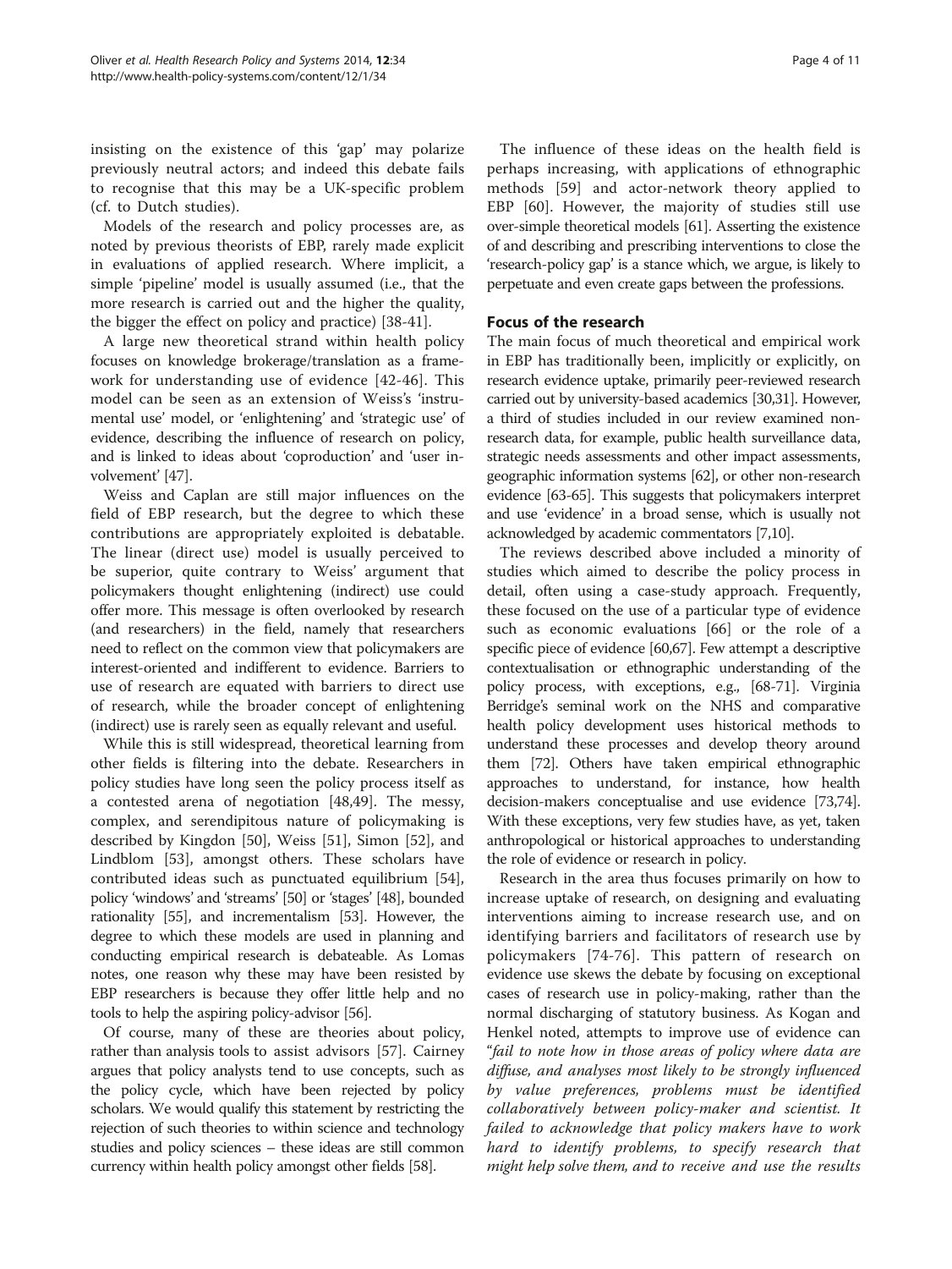insisting on the existence of this 'gap' may polarize previously neutral actors; and indeed this debate fails to recognise that this may be a UK-specific problem (cf. to Dutch studies).

Models of the research and policy processes are, as noted by previous theorists of EBP, rarely made explicit in evaluations of applied research. Where implicit, a simple 'pipeline' model is usually assumed (i.e., that the more research is carried out and the higher the quality, the bigger the effect on policy and practice) [38-41].

A large new theoretical strand within health policy focuses on knowledge brokerage/translation as a framework for understanding use of evidence [42-46]. This model can be seen as an extension of Weiss's 'instrumental use' model, or 'enlightening' and 'strategic use' of evidence, describing the influence of research on policy, and is linked to ideas about 'coproduction' and 'user involvement' [47].

Weiss and Caplan are still major influences on the field of EBP research, but the degree to which these contributions are appropriately exploited is debatable. The linear (direct use) model is usually perceived to be superior, quite contrary to Weiss' argument that policymakers thought enlightening (indirect) use could offer more. This message is often overlooked by research (and researchers) in the field, namely that researchers need to reflect on the common view that policymakers are interest-oriented and indifferent to evidence. Barriers to use of research are equated with barriers to direct use of research, while the broader concept of enlightening (indirect) use is rarely seen as equally relevant and useful.

While this is still widespread, theoretical learning from other fields is filtering into the debate. Researchers in policy studies have long seen the policy process itself as a contested arena of negotiation [48,49]. The messy, complex, and serendipitous nature of policymaking is described by Kingdon [50], Weiss [51], Simon [52], and Lindblom [53], amongst others. These scholars have contributed ideas such as punctuated equilibrium [54], policy 'windows' and 'streams' [50] or 'stages' [48], bounded rationality [55], and incrementalism [53]. However, the degree to which these models are used in planning and conducting empirical research is debateable. As Lomas notes, one reason why these may have been resisted by EBP researchers is because they offer little help and no tools to help the aspiring policy-advisor [56].

Of course, many of these are theories about policy, rather than analysis tools to assist advisors [57]. Cairney argues that policy analysts tend to use concepts, such as the policy cycle, which have been rejected by policy scholars. We would qualify this statement by restricting the rejection of such theories to within science and technology studies and policy sciences – these ideas are still common currency within health policy amongst other fields [58].

The influence of these ideas on the health field is perhaps increasing, with applications of ethnographic methods [59] and actor-network theory applied to EBP [60]. However, the majority of studies still use over-simple theoretical models [61]. Asserting the existence of and describing and prescribing interventions to close the 'research-policy gap' is a stance which, we argue, is likely to perpetuate and even create gaps between the professions.

## Focus of the research

The main focus of much theoretical and empirical work in EBP has traditionally been, implicitly or explicitly, on research evidence uptake, primarily peer-reviewed research carried out by university-based academics [30,31]. However, a third of studies included in our review examined non-research data, for example, public health surveillance data, strategic needs assessments and other impact assessments, geographic information systems [62], or other non-research evidence [63-65]. This suggests that policymakers interpret and use 'evidence' in a broad sense, which is usually not acknowledged by academic commentators [7,10].

The reviews described above included a minority of studies which aimed to describe the policy process in detail, often using a case-study approach. Frequently, these focused on the use of a particular type of evidence such as economic evaluations [66] or the role of a specific piece of evidence [60,67]. Few attempt a descriptive contextualisation or ethnographic understanding of the policy process, with exceptions, e.g., [68-71]. Virginia Berridge's seminal work on the NHS and comparative health policy development uses historical methods to understand these processes and develop theory around them [72]. Others have taken empirical ethnographic approaches to understand, for instance, how health decision-makers conceptualise and use evidence [73,74]. With these exceptions, very few studies have, as yet, taken anthropological or historical approaches to understanding the role of evidence or research in policy.

Research in the area thus focuses primarily on how to increase uptake of research, on designing and evaluating interventions aiming to increase research use, and on identifying barriers and facilitators of research use by policymakers [74-76]. This pattern of research on evidence use skews the debate by focusing on exceptional cases of research use in policy-making, rather than the normal discharging of statutory business. As Kogan and Henkel noted, attempts to improve use of evidence can "*fail to note how in those areas of policy where data are diffuse, and analyses most likely to be strongly influenced by value preferences, problems must be identified collaboratively between policy-maker and scientist. It failed to acknowledge that policy makers have to work hard to identify problems, to specify research that might help solve them, and to receive and use the results*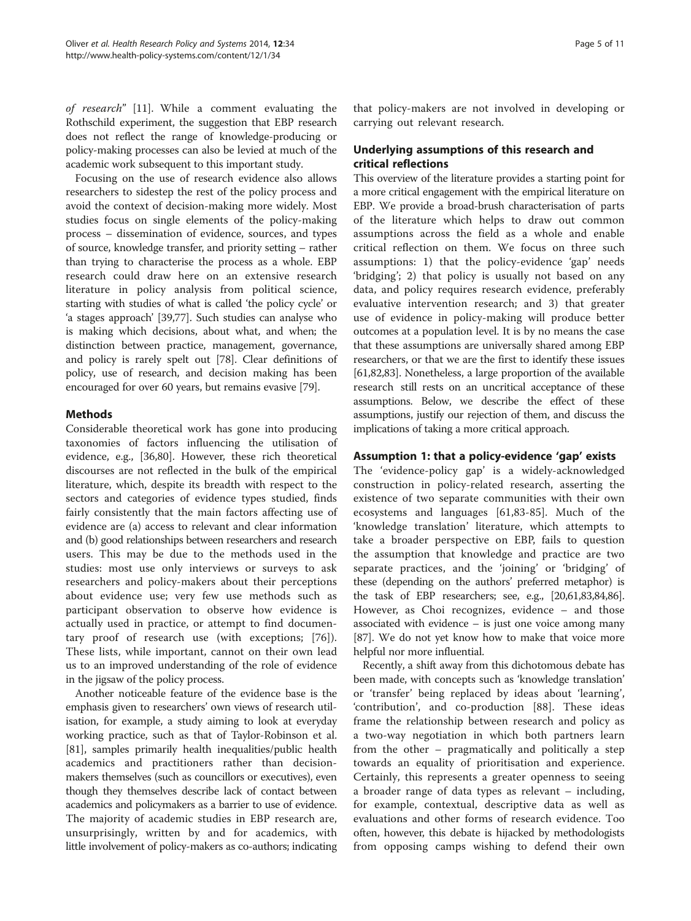*of research*" [11]. While a comment evaluating the Rothschild experiment, the suggestion that EBP research does not reflect the range of knowledge-producing or policy-making processes can also be levied at much of the academic work subsequent to this important study.

Focusing on the use of research evidence also allows researchers to sidestep the rest of the policy process and avoid the context of decision-making more widely. Most studies focus on single elements of the policy-making process – dissemination of evidence, sources, and types of source, knowledge transfer, and priority setting – rather than trying to characterise the process as a whole. EBP research could draw here on an extensive research literature in policy analysis from political science, starting with studies of what is called 'the policy cycle' or 'a stages approach' [39,77]. Such studies can analyse who is making which decisions, about what, and when; the distinction between practice, management, governance, and policy is rarely spelt out [78]. Clear definitions of policy, use of research, and decision making has been encouraged for over 60 years, but remains evasive [79].

## Methods

Considerable theoretical work has gone into producing taxonomies of factors influencing the utilisation of evidence, e.g., [36,80]. However, these rich theoretical discourses are not reflected in the bulk of the empirical literature, which, despite its breadth with respect to the sectors and categories of evidence types studied, finds fairly consistently that the main factors affecting use of evidence are (a) access to relevant and clear information and (b) good relationships between researchers and research users. This may be due to the methods used in the studies: most use only interviews or surveys to ask researchers and policy-makers about their perceptions about evidence use; very few use methods such as participant observation to observe how evidence is actually used in practice, or attempt to find documentary proof of research use (with exceptions; [76]). These lists, while important, cannot on their own lead us to an improved understanding of the role of evidence in the jigsaw of the policy process.

Another noticeable feature of the evidence base is the emphasis given to researchers' own views of research utilisation, for example, a study aiming to look at everyday working practice, such as that of Taylor-Robinson et al. [81], samples primarily health inequalities/public health academics and practitioners rather than decision-makers themselves (such as councillors or executives), even though they themselves describe lack of contact between academics and policymakers as a barrier to use of evidence. The majority of academic studies in EBP research are, unsurprisingly, written by and for academics, with little involvement of policy-makers as co-authors; indicating that policy-makers are not involved in developing or carrying out relevant research.

## Underlying assumptions of this research and critical reflections

This overview of the literature provides a starting point for a more critical engagement with the empirical literature on EBP. We provide a broad-brush characterisation of parts of the literature which helps to draw out common assumptions across the field as a whole and enable critical reflection on them. We focus on three such assumptions: 1) that the policy-evidence 'gap' needs 'bridging'; 2) that policy is usually not based on any data, and policy requires research evidence, preferably evaluative intervention research; and 3) that greater use of evidence in policy-making will produce better outcomes at a population level. It is by no means the case that these assumptions are universally shared among EBP researchers, or that we are the first to identify these issues [61,82,83]. Nonetheless, a large proportion of the available research still rests on an uncritical acceptance of these assumptions. Below, we describe the effect of these assumptions, justify our rejection of them, and discuss the implications of taking a more critical approach.

### Assumption 1: that a policy-evidence 'gap' exists

The 'evidence-policy gap' is a widely-acknowledged construction in policy-related research, asserting the existence of two separate communities with their own ecosystems and languages [61,83-85]. Much of the 'knowledge translation' literature, which attempts to take a broader perspective on EBP, fails to question the assumption that knowledge and practice are two separate practices, and the 'joining' or 'bridging' of these (depending on the authors' preferred metaphor) is the task of EBP researchers; see, e.g., [20,61,83,84,86]. However, as Choi recognizes, evidence – and those associated with evidence – is just one voice among many [87]. We do not yet know how to make that voice more helpful nor more influential.

Recently, a shift away from this dichotomous debate has been made, with concepts such as 'knowledge translation' or 'transfer' being replaced by ideas about 'learning', 'contribution', and co-production [88]. These ideas frame the relationship between research and policy as a two-way negotiation in which both partners learn from the other – pragmatically and politically a step towards an equality of prioritisation and experience. Certainly, this represents a greater openness to seeing a broader range of data types as relevant – including, for example, contextual, descriptive data as well as evaluations and other forms of research evidence. Too often, however, this debate is hijacked by methodologists from opposing camps wishing to defend their own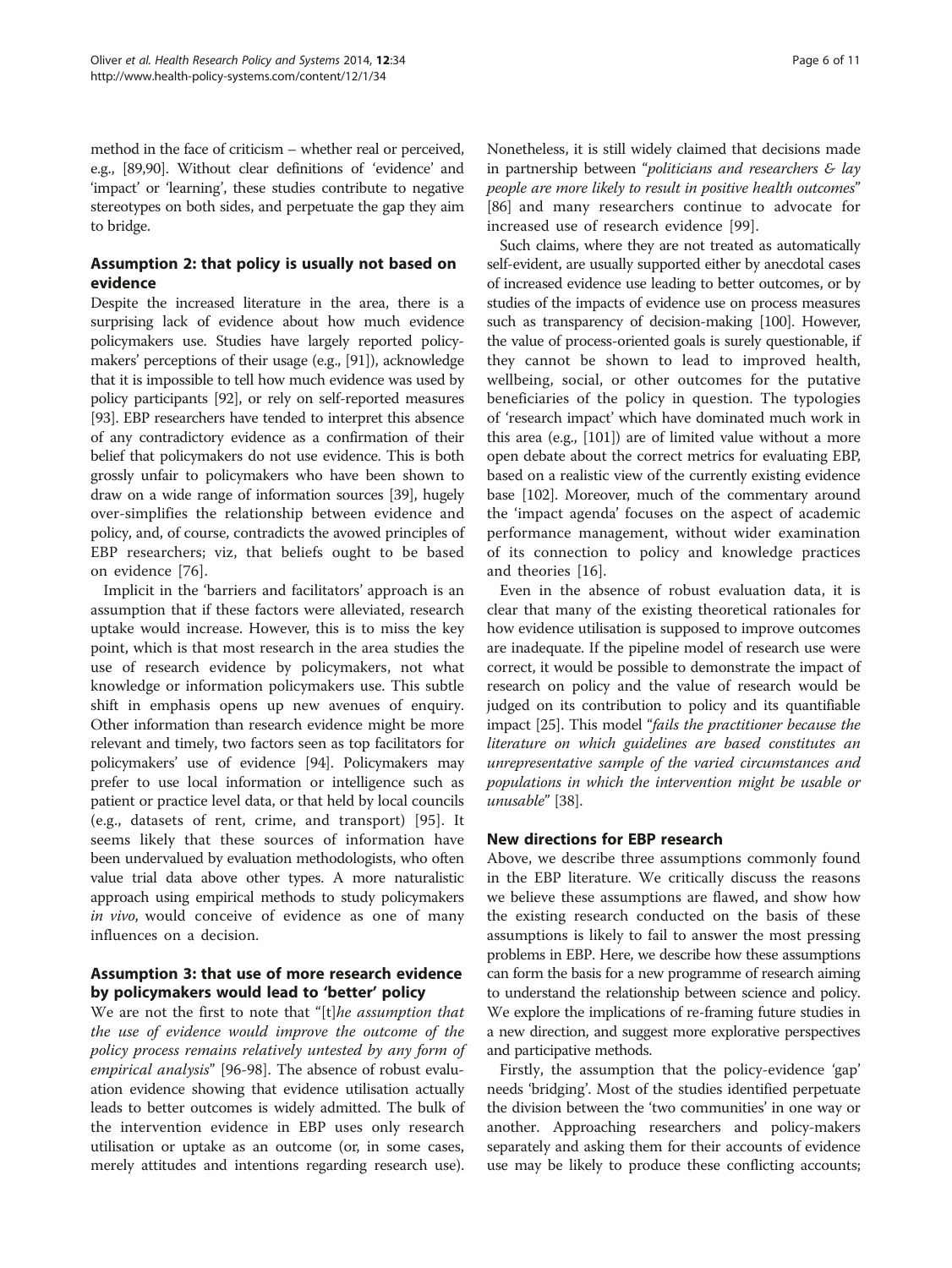method in the face of criticism – whether real or perceived, e.g., [89,90]. Without clear definitions of 'evidence' and 'impact' or 'learning', these studies contribute to negative stereotypes on both sides, and perpetuate the gap they aim to bridge.

### Assumption 2: that policy is usually not based on evidence

Despite the increased literature in the area, there is a surprising lack of evidence about how much evidence policymakers use. Studies have largely reported policymakers' perceptions of their usage (e.g., [91]), acknowledge that it is impossible to tell how much evidence was used by policy participants [92], or rely on self-reported measures [93]. EBP researchers have tended to interpret this absence of any contradictory evidence as a confirmation of their belief that policymakers do not use evidence. This is both grossly unfair to policymakers who have been shown to draw on a wide range of information sources [39], hugely over-simplifies the relationship between evidence and policy, and, of course, contradicts the avowed principles of EBP researchers; viz, that beliefs ought to be based on evidence [76].

Implicit in the 'barriers and facilitators' approach is an assumption that if these factors were alleviated, research uptake would increase. However, this is to miss the key point, which is that most research in the area studies the use of research evidence by policymakers, not what knowledge or information policymakers use. This subtle shift in emphasis opens up new avenues of enquiry. Other information than research evidence might be more relevant and timely, two factors seen as top facilitators for policymakers' use of evidence [94]. Policymakers may prefer to use local information or intelligence such as patient or practice level data, or that held by local councils (e.g., datasets of rent, crime, and transport) [95]. It seems likely that these sources of information have been undervalued by evaluation methodologists, who often value trial data above other types. A more naturalistic approach using empirical methods to study policymakers *in vivo*, would conceive of evidence as one of many influences on a decision.

### Assumption 3: that use of more research evidence by policymakers would lead to 'better' policy

We are not the first to note that "[t]*he assumption that the use of evidence would improve the outcome of the policy process remains relatively untested by any form of empirical analysis*" [96-98]. The absence of robust evaluation evidence showing that evidence utilisation actually leads to better outcomes is widely admitted. The bulk of the intervention evidence in EBP uses only research utilisation or uptake as an outcome (or, in some cases, merely attitudes and intentions regarding research use). Nonetheless, it is still widely claimed that decisions made in partnership between "*politicians and researchers & lay people are more likely to result in positive health outcomes*" [86] and many researchers continue to advocate for increased use of research evidence [99].

Such claims, where they are not treated as automatically self-evident, are usually supported either by anecdotal cases of increased evidence use leading to better outcomes, or by studies of the impacts of evidence use on process measures such as transparency of decision-making [100]. However, the value of process-oriented goals is surely questionable, if they cannot be shown to lead to improved health, wellbeing, social, or other outcomes for the putative beneficiaries of the policy in question. The typologies of 'research impact' which have dominated much work in this area (e.g., [101]) are of limited value without a more open debate about the correct metrics for evaluating EBP, based on a realistic view of the currently existing evidence base [102]. Moreover, much of the commentary around the 'impact agenda' focuses on the aspect of academic performance management, without wider examination of its connection to policy and knowledge practices and theories [16].

Even in the absence of robust evaluation data, it is clear that many of the existing theoretical rationales for how evidence utilisation is supposed to improve outcomes are inadequate. If the pipeline model of research use were correct, it would be possible to demonstrate the impact of research on policy and the value of research would be judged on its contribution to policy and its quantifiable impact [25]. This model "*fails the practitioner because the literature on which guidelines are based constitutes an unrepresentative sample of the varied circumstances and populations in which the intervention might be usable or unusable*" [38].

## New directions for EBP research

Above, we describe three assumptions commonly found in the EBP literature. We critically discuss the reasons we believe these assumptions are flawed, and show how the existing research conducted on the basis of these assumptions is likely to fail to answer the most pressing problems in EBP. Here, we describe how these assumptions can form the basis for a new programme of research aiming to understand the relationship between science and policy. We explore the implications of re-framing future studies in a new direction, and suggest more explorative perspectives and participative methods.

Firstly, the assumption that the policy-evidence 'gap' needs 'bridging'. Most of the studies identified perpetuate the division between the 'two communities' in one way or another. Approaching researchers and policy-makers separately and asking them for their accounts of evidence use may be likely to produce these conflicting accounts;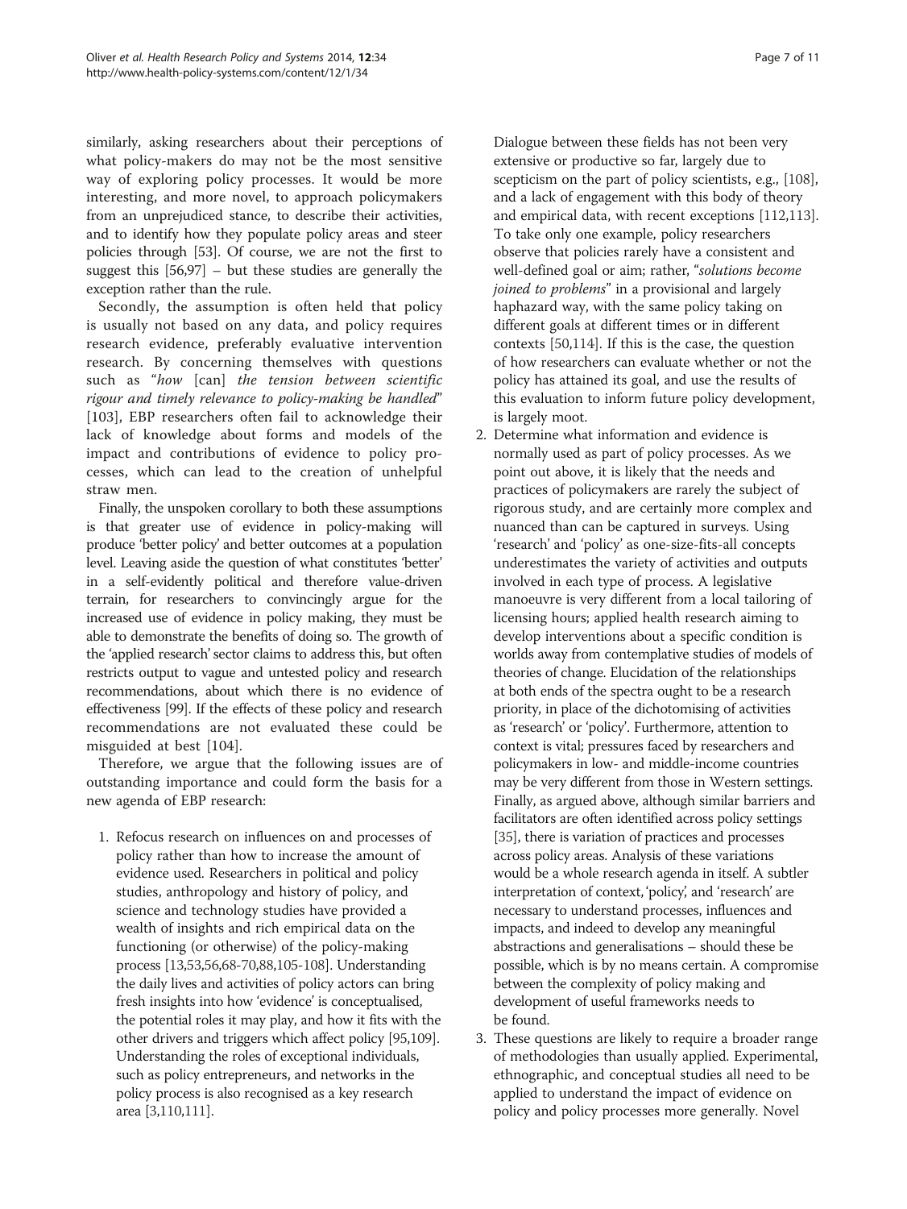similarly, asking researchers about their perceptions of what policy-makers do may not be the most sensitive way of exploring policy processes. It would be more interesting, and more novel, to approach policymakers from an unprejudiced stance, to describe their activities, and to identify how they populate policy areas and steer policies through [53]. Of course, we are not the first to suggest this [56,97] – but these studies are generally the exception rather than the rule.

Secondly, the assumption is often held that policy is usually not based on any data, and policy requires research evidence, preferably evaluative intervention research. By concerning themselves with questions such as "*how* [can] *the tension between scientific rigour and timely relevance to policy-making be handled*" [103], EBP researchers often fail to acknowledge their lack of knowledge about forms and models of the impact and contributions of evidence to policy processes, which can lead to the creation of unhelpful straw men.

Finally, the unspoken corollary to both these assumptions is that greater use of evidence in policy-making will produce 'better policy' and better outcomes at a population level. Leaving aside the question of what constitutes 'better' in a self-evidently political and therefore value-driven terrain, for researchers to convincingly argue for the increased use of evidence in policy making, they must be able to demonstrate the benefits of doing so. The growth of the 'applied research' sector claims to address this, but often restricts output to vague and untested policy and research recommendations, about which there is no evidence of effectiveness [99]. If the effects of these policy and research recommendations are not evaluated these could be misguided at best [104].

Therefore, we argue that the following issues are of outstanding importance and could form the basis for a new agenda of EBP research:

1. Refocus research on influences on and processes of policy rather than how to increase the amount of evidence used. Researchers in political and policy studies, anthropology and history of policy, and science and technology studies have provided a wealth of insights and rich empirical data on the functioning (or otherwise) of the policy-making process [13,53,56,68-70,88,105-108]. Understanding the daily lives and activities of policy actors can bring fresh insights into how 'evidence' is conceptualised, the potential roles it may play, and how it fits with the other drivers and triggers which affect policy [95,109]. Understanding the roles of exceptional individuals, such as policy entrepreneurs, and networks in the policy process is also recognised as a key research area [3,110,111].

   Dialogue between these fields has not been very extensive or productive so far, largely due to scepticism on the part of policy scientists, e.g., [108], and a lack of engagement with this body of theory and empirical data, with recent exceptions [112,113]. To take only one example, policy researchers observe that policies rarely have a consistent and well-defined goal or aim; rather, "*solutions become joined to problems*" in a provisional and largely haphazard way, with the same policy taking on different goals at different times or in different contexts [50,114]. If this is the case, the question of how researchers can evaluate whether or not the policy has attained its goal, and use the results of this evaluation to inform future policy development, is largely moot.
2. Determine what information and evidence is normally used as part of policy processes. As we point out above, it is likely that the needs and practices of policymakers are rarely the subject of rigorous study, and are certainly more complex and nuanced than can be captured in surveys. Using 'research' and 'policy' as one-size-fits-all concepts underestimates the variety of activities and outputs involved in each type of process. A legislative manoeuvre is very different from a local tailoring of licensing hours; applied health research aiming to develop interventions about a specific condition is worlds away from contemplative studies of models of theories of change. Elucidation of the relationships at both ends of the spectra ought to be a research priority, in place of the dichotomising of activities as 'research' or 'policy'. Furthermore, attention to context is vital; pressures faced by researchers and policymakers in low- and middle-income countries may be very different from those in Western settings. Finally, as argued above, although similar barriers and facilitators are often identified across policy settings [35], there is variation of practices and processes across policy areas. Analysis of these variations would be a whole research agenda in itself. A subtler interpretation of context, 'policy', and 'research' are necessary to understand processes, influences and impacts, and indeed to develop any meaningful abstractions and generalisations – should these be possible, which is by no means certain. A compromise between the complexity of policy making and development of useful frameworks needs to be found.
3. These questions are likely to require a broader range of methodologies than usually applied. Experimental, ethnographic, and conceptual studies all need to be applied to understand the impact of evidence on policy and policy processes more generally. Novel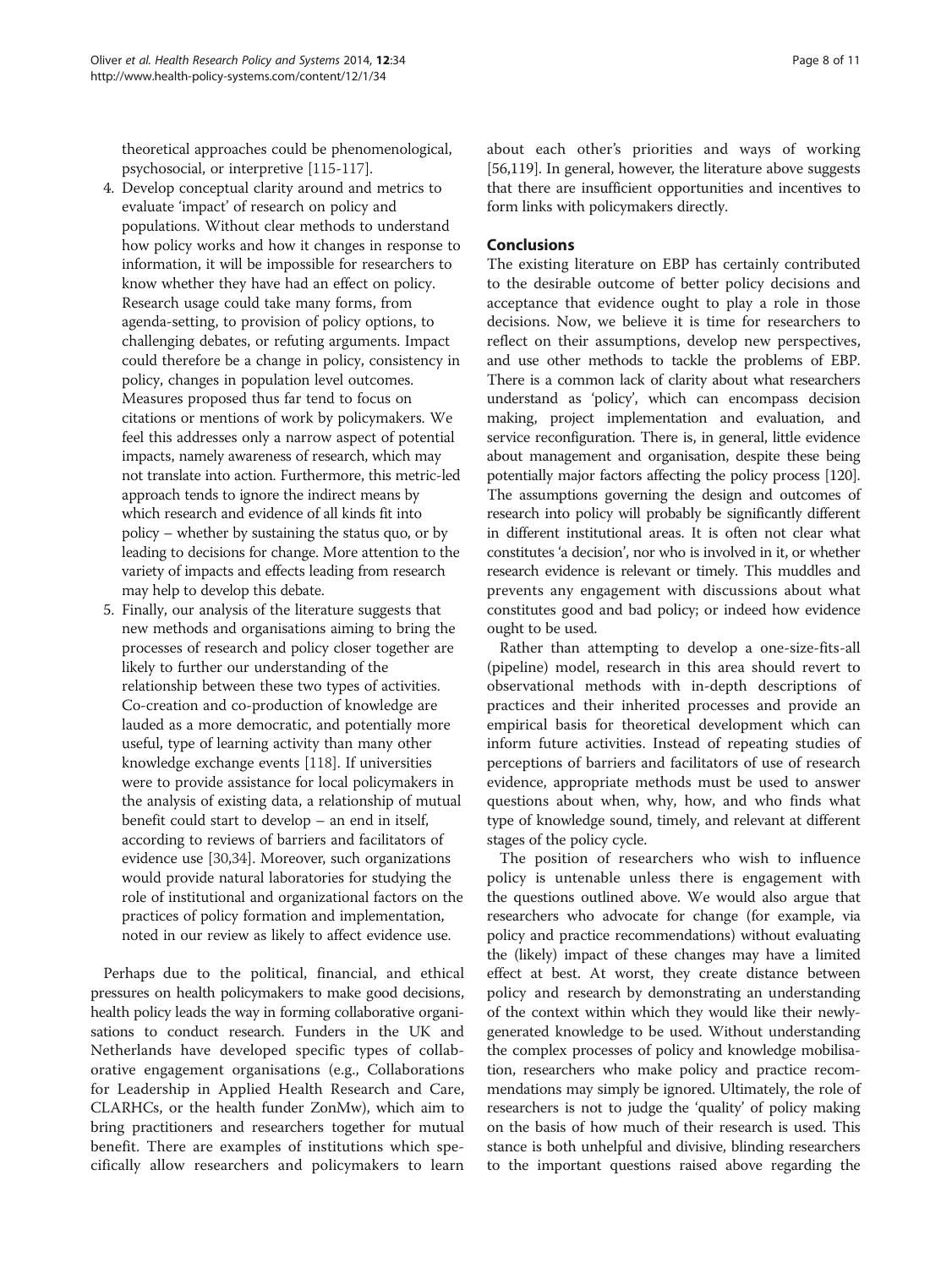theoretical approaches could be phenomenological, psychosocial, or interpretive [115-117].

4. Develop conceptual clarity around and metrics to evaluate 'impact' of research on policy and populations. Without clear methods to understand how policy works and how it changes in response to information, it will be impossible for researchers to know whether they have had an effect on policy. Research usage could take many forms, from agenda-setting, to provision of policy options, to challenging debates, or refuting arguments. Impact could therefore be a change in policy, consistency in policy, changes in population level outcomes. Measures proposed thus far tend to focus on citations or mentions of work by policymakers. We feel this addresses only a narrow aspect of potential impacts, namely awareness of research, which may not translate into action. Furthermore, this metric-led approach tends to ignore the indirect means by which research and evidence of all kinds fit into policy – whether by sustaining the status quo, or by leading to decisions for change. More attention to the variety of impacts and effects leading from research may help to develop this debate.
5. Finally, our analysis of the literature suggests that new methods and organisations aiming to bring the processes of research and policy closer together are likely to further our understanding of the relationship between these two types of activities. Co-creation and co-production of knowledge are lauded as a more democratic, and potentially more useful, type of learning activity than many other knowledge exchange events [118]. If universities were to provide assistance for local policymakers in the analysis of existing data, a relationship of mutual benefit could start to develop – an end in itself, according to reviews of barriers and facilitators of evidence use [30,34]. Moreover, such organizations would provide natural laboratories for studying the role of institutional and organizational factors on the practices of policy formation and implementation, noted in our review as likely to affect evidence use.

Perhaps due to the political, financial, and ethical pressures on health policymakers to make good decisions, health policy leads the way in forming collaborative organisations to conduct research. Funders in the UK and Netherlands have developed specific types of collaborative engagement organisations (e.g., Collaborations for Leadership in Applied Health Research and Care, CLARHCs, or the health funder ZonMw), which aim to bring practitioners and researchers together for mutual benefit. There are examples of institutions which specifically allow researchers and policymakers to learn about each other's priorities and ways of working [56,119]. In general, however, the literature above suggests that there are insufficient opportunities and incentives to form links with policymakers directly.

## Conclusions

The existing literature on EBP has certainly contributed to the desirable outcome of better policy decisions and acceptance that evidence ought to play a role in those decisions. Now, we believe it is time for researchers to reflect on their assumptions, develop new perspectives, and use other methods to tackle the problems of EBP. There is a common lack of clarity about what researchers understand as 'policy', which can encompass decision making, project implementation and evaluation, and service reconfiguration. There is, in general, little evidence about management and organisation, despite these being potentially major factors affecting the policy process [120]. The assumptions governing the design and outcomes of research into policy will probably be significantly different in different institutional areas. It is often not clear what constitutes 'a decision', nor who is involved in it, or whether research evidence is relevant or timely. This muddles and prevents any engagement with discussions about what constitutes good and bad policy; or indeed how evidence ought to be used.

Rather than attempting to develop a one-size-fits-all (pipeline) model, research in this area should revert to observational methods with in-depth descriptions of practices and their inherited processes and provide an empirical basis for theoretical development which can inform future activities. Instead of repeating studies of perceptions of barriers and facilitators of use of research evidence, appropriate methods must be used to answer questions about when, why, how, and who finds what type of knowledge sound, timely, and relevant at different stages of the policy cycle.

The position of researchers who wish to influence policy is untenable unless there is engagement with the questions outlined above. We would also argue that researchers who advocate for change (for example, via policy and practice recommendations) without evaluating the (likely) impact of these changes may have a limited effect at best. At worst, they create distance between policy and research by demonstrating an understanding of the context within which they would like their newly-generated knowledge to be used. Without understanding the complex processes of policy and knowledge mobilisation, researchers who make policy and practice recommendations may simply be ignored. Ultimately, the role of researchers is not to judge the 'quality' of policy making on the basis of how much of their research is used. This stance is both unhelpful and divisive, blinding researchers to the important questions raised above regarding the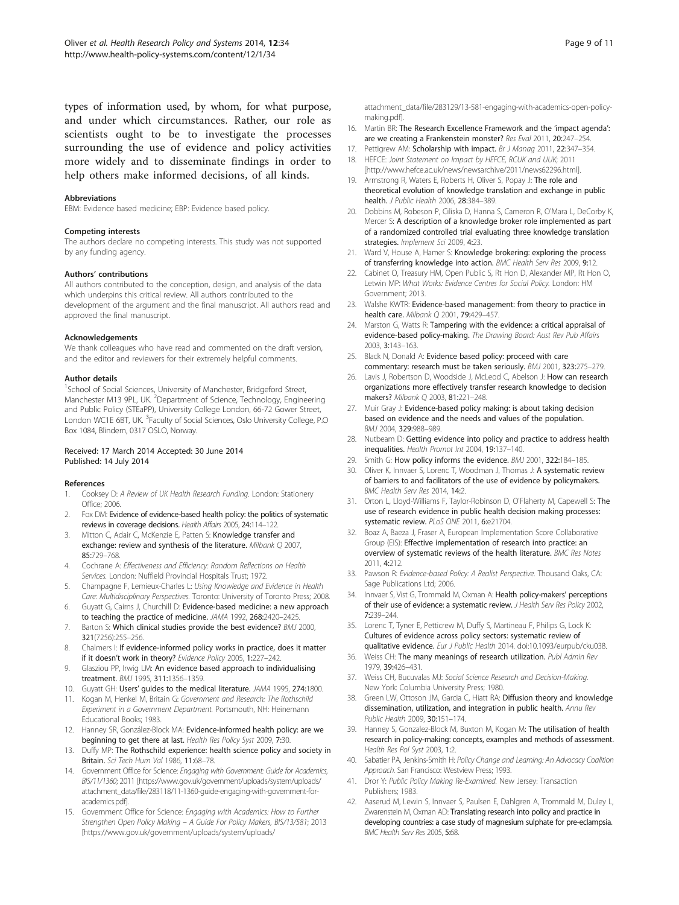types of information used, by whom, for what purpose, and under which circumstances. Rather, our role as scientists ought to be to investigate the processes surrounding the use of evidence and policy activities more widely and to disseminate findings in order to help others make informed decisions, of all kinds.

#### Abbreviations

EBM: Evidence based medicine; EBP: Evidence based policy.

#### Competing interests

The authors declare no competing interests. This study was not supported by any funding agency.

#### Authors' contributions

All authors contributed to the conception, design, and analysis of the data which underpins this critical review. All authors contributed to the development of the argument and the final manuscript. All authors read and approved the final manuscript.

#### Acknowledgements

We thank colleagues who have read and commented on the draft version, and the editor and reviewers for their extremely helpful comments.

#### Author details

[1]School of Social Sciences, University of Manchester, Bridgeford Street, Manchester M13 9PL, UK. [2]Department of Science, Technology, Engineering and Public Policy (STEaPP), University College London, 66-72 Gower Street, London WC1E 6BT, UK. [3]Faculty of Social Sciences, Oslo University College, P.O Box 1084, Blindern, 0317 OSLO, Norway.

Received: 17 March 2014 Accepted: 30 June 2014
Published: 14 July 2014

#### References

1. Cooksey D: *A Review of UK Health Research Funding.* London: Stationery Office; 2006.
2. Fox DM: **Evidence of evidence-based health policy: the politics of systematic reviews in coverage decisions.** *Health Affairs* 2005, **24**:114–122.
3. Mitton C, Adair C, McKenzie E, Patten S: **Knowledge transfer and exchange: review and synthesis of the literature.** *Milbank Q* 2007, **85**:729–768.
4. Cochrane A: *Effectiveness and Efficiency: Random Reflections on Health Services.* London: Nuffield Provincial Hospitals Trust; 1972.
5. Champagne F, Lemieux-Charles L: *Using Knowledge and Evidence in Health Care: Multidisciplinary Perspectives.* Toronto: University of Toronto Press; 2008.
6. Guyatt G, Cairns J, Churchill D: **Evidence-based medicine: a new approach to teaching the practice of medicine.** *JAMA* 1992, **268**:2420–2425.
7. Barton S: **Which clinical studies provide the best evidence?** *BMJ* 2000, **321**(7256):255–256.
8. Chalmers I: **If evidence-informed policy works in practice, does it matter if it doesn't work in theory?** *Evidence Policy* 2005, **1**:227–242.
9. Glasziou PP, Irwig LM: **An evidence based approach to individualising treatment.** *BMJ* 1995, **311**:1356–1359.
10. Guyatt GH: **Users' guides to the medical literature.** *JAMA* 1995, **274**:1800.
11. Kogan M, Henkel M, Britain G: *Government and Research: The Rothschild Experiment in a Government Department.* Portsmouth, NH: Heinemann Educational Books; 1983.
12. Hanney SR, González-Block MA: **Evidence-informed health policy: are we beginning to get there at last.** *Health Res Policy Syst* 2009, **7**:30.
13. Duffy MP: **The Rothschild experience: health science policy and society in Britain.** *Sci Tech Hum Val* 1986, **11**:68–78.
14. Government Office for Science: *Engaging with Government: Guide for Academics, BIS/11/1360*; 2011 [https://www.gov.uk/government/uploads/system/uploads/attachment_data/file/283118/11-1360-guide-engaging-with-government-for-academics.pdf].
15. Government Office for Science: *Engaging with Academics: How to Further Strengthen Open Policy Making – A Guide For Policy Makers, BIS/13/581*; 2013 [https://www.gov.uk/government/uploads/system/uploads/attachment_data/file/283129/13-581-engaging-with-academics-open-policy-making.pdf].
16. Martin BR: **The Research Excellence Framework and the 'impact agenda': are we creating a Frankenstein monster?** *Res Eval* 2011, **20**:247–254.
17. Pettigrew AM: **Scholarship with impact.** *Br J Manag* 2011, **22**:347–354.
18. HEFCE: *Joint Statement on Impact by HEFCE, RCUK and UUK*; 2011 [http://www.hefce.ac.uk/news/newsarchive/2011/news62296.html].
19. Armstrong R, Waters E, Roberts H, Oliver S, Popay J: **The role and theoretical evolution of knowledge translation and exchange in public health.** *J Public Health* 2006, **28**:384–389.
20. Dobbins M, Robeson P, Ciliska D, Hanna S, Cameron R, O'Mara L, DeCorby K, Mercer S: **A description of a knowledge broker role implemented as part of a randomized controlled trial evaluating three knowledge translation strategies.** *Implement Sci* 2009, **4**:23.
21. Ward V, House A, Hamer S: **Knowledge brokering: exploring the process of transferring knowledge into action.** *BMC Health Serv Res* 2009, **9**:12.
22. Cabinet O, Treasury HM, Open Public S, Rt Hon D, Alexander MP, Rt Hon O, Letwin MP: *What Works: Evidence Centres for Social Policy.* London: HM Government; 2013.
23. Walshe KWTR: **Evidence-based management: from theory to practice in health care.** *Milbank Q* 2001, **79**:429–457.
24. Marston G, Watts R: **Tampering with the evidence: a critical appraisal of evidence-based policy-making.** *The Drawing Board: Aust Rev Pub Affairs* 2003, **3**:143–163.
25. Black N, Donald A: **Evidence based policy: proceed with care commentary: research must be taken seriously.** *BMJ* 2001, **323**:275–279.
26. Lavis J, Robertson D, Woodside J, McLeod C, Abelson J: **How can research organizations more effectively transfer research knowledge to decision makers?** *Milbank Q* 2003, **81**:221–248.
27. Muir Gray J: **Evidence-based policy making: is about taking decision based on evidence and the needs and values of the population.** *BMJ* 2004, **329**:988–989.
28. Nutbeam D: **Getting evidence into policy and practice to address health inequalities.** *Health Promot Int* 2004, **19**:137–140.
29. Smith G: **How policy informs the evidence.** *BMJ* 2001, **322**:184–185.
30. Oliver K, Innvaer S, Lorenc T, Woodman J, Thomas J: **A systematic review of barriers to and facilitators of the use of evidence by policymakers.** *BMC Health Serv Res* 2014, **14**:2.
31. Orton L, Lloyd-Williams F, Taylor-Robinson D, O'Flaherty M, Capewell S: **The use of research evidence in public health decision making processes: systematic review.** *PLoS ONE* 2011, **6**:e21704.
32. Boaz A, Baeza J, Fraser A, European Implementation Score Collaborative Group (EIS): **Effective implementation of research into practice: an overview of systematic reviews of the health literature.** *BMC Res Notes* 2011, **4**:212.
33. Pawson R: *Evidence-based Policy: A Realist Perspective.* Thousand Oaks, CA: Sage Publications Ltd; 2006.
34. Innvaer S, Vist G, Trommald M, Oxman A: **Health policy-makers' perceptions of their use of evidence: a systematic review.** *J Health Serv Res Policy* 2002, **7**:239–244.
35. Lorenc T, Tyner E, Petticrew M, Duffy S, Martineau F, Philips G, Lock K: **Cultures of evidence across policy sectors: systematic review of qualitative evidence.** *Eur J Public Health* 2014. doi:10.1093/eurpub/cku038.
36. Weiss CH: **The many meanings of research utilization.** *Publ Admin Rev* 1979, **39**:426–431.
37. Weiss CH, Bucuvalas MJ: *Social Science Research and Decision-Making.* New York: Columbia University Press; 1980.
38. Green LW, Ottoson JM, Garcia C, Hiatt RA: **Diffusion theory and knowledge dissemination, utilization, and integration in public health.** *Annu Rev Public Health* 2009, **30**:151–174.
39. Hanney S, Gonzalez-Block M, Buxton M, Kogan M: **The utilisation of health research in policy-making: concepts, examples and methods of assessment.** *Health Res Pol Syst* 2003, **1**:2.
40. Sabatier PA, Jenkins-Smith H: *Policy Change and Learning: An Advocacy Coalition Approach.* San Francisco: Westview Press; 1993.
41. Dror Y: *Public Policy Making Re-Examined.* New Jersey: Transaction Publishers; 1983.
42. Aaserud M, Lewin S, Innvaer S, Paulsen E, Dahlgren A, Trommald M, Duley L, Zwarenstein M, Oxman AD: **Translating research into policy and practice in developing countries: a case study of magnesium sulphate for pre-eclampsia.** *BMC Health Serv Res* 2005, **5**:68.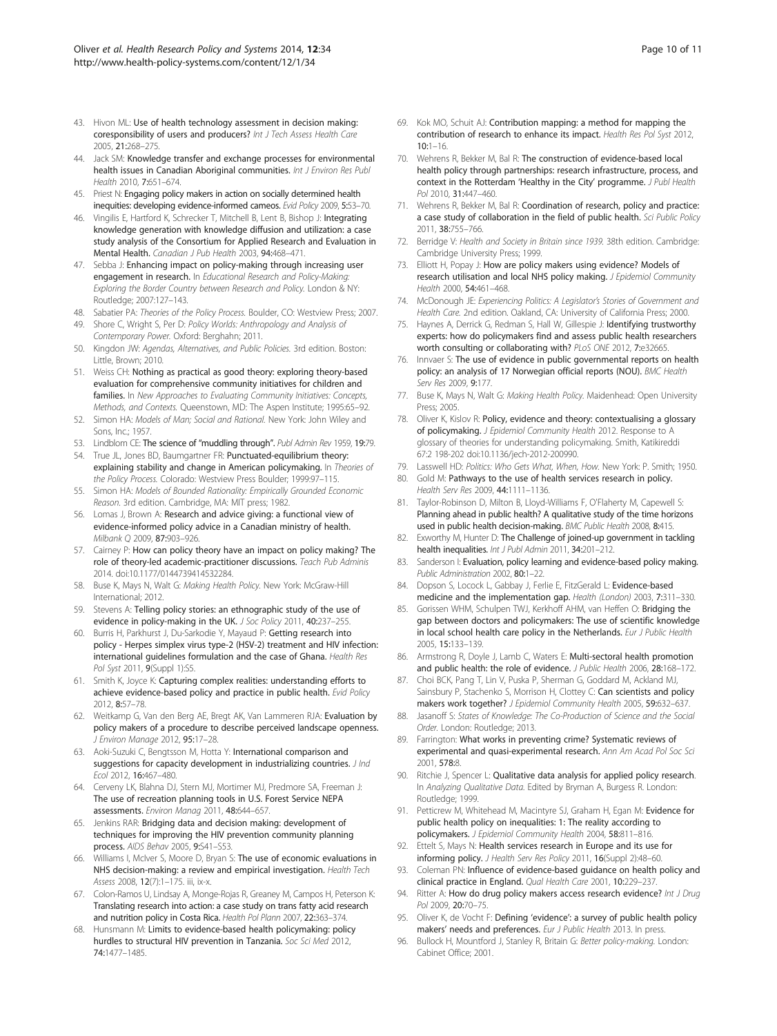43. Hivon ML: **Use of health technology assessment in decision making: coresponsibility of users and producers?** *Int J Tech Assess Health Care* 2005, **21:**268–275.
44. Jack SM: **Knowledge transfer and exchange processes for environmental health issues in Canadian Aboriginal communities.** *Int J Environ Res Publ Health* 2010, **7:**651–674.
45. Priest N: **Engaging policy makers in action on socially determined health inequities: developing evidence-informed cameos.** *Evid Policy* 2009, **5:**53–70.
46. Vingilis E, Hartford K, Schrecker T, Mitchell B, Lent B, Bishop J: **Integrating knowledge generation with knowledge diffusion and utilization: a case study analysis of the Consortium for Applied Research and Evaluation in Mental Health.** *Canadian J Pub Health* 2003, **94:**468–471.
47. Sebba J: **Enhancing impact on policy-making through increasing user engagement in research.** In *Educational Research and Policy-Making: Exploring the Border Country between Research and Policy.* London & NY: Routledge; 2007:127–143.
48. Sabatier PA: *Theories of the Policy Process.* Boulder, CO: Westview Press; 2007.
49. Shore C, Wright S, Per D: *Policy Worlds: Anthropology and Analysis of Contemporary Power.* Oxford: Berghahn; 2011.
50. Kingdon JW: *Agendas, Alternatives, and Public Policies.* 3rd edition. Boston: Little, Brown; 2010.
51. Weiss CH: **Nothing as practical as good theory: exploring theory-based evaluation for comprehensive community initiatives for children and families.** In *New Approaches to Evaluating Community Initiatives: Concepts, Methods, and Contexts.* Queenstown, MD: The Aspen Institute; 1995:65–92.
52. Simon HA: *Models of Man; Social and Rational.* New York: John Wiley and Sons, Inc.; 1957.
53. Lindblom CE: **The science of "muddling through".** *Publ Admin Rev* 1959, **19:**79.
54. True JL, Jones BD, Baumgartner FR: **Punctuated-equilibrium theory: explaining stability and change in American policymaking.** In *Theories of the Policy Process.* Colorado: Westview Press Boulder; 1999:97–115.
55. Simon HA: *Models of Bounded Rationality: Empirically Grounded Economic Reason.* 3rd edition. Cambridge, MA: MIT press; 1982.
56. Lomas J, Brown A: **Research and advice giving: a functional view of evidence-informed policy advice in a Canadian ministry of health.** *Milbank Q* 2009, **87:**903–926.
57. Cairney P: **How can policy theory have an impact on policy making? The role of theory-led academic-practitioner discussions.** *Teach Pub Adminis* 2014. doi:10.1177/0144739414532284.
58. Buse K, Mays N, Walt G: *Making Health Policy.* New York: McGraw-Hill International; 2012.
59. Stevens A: **Telling policy stories: an ethnographic study of the use of evidence in policy-making in the UK.** *J Soc Policy* 2011, **40:**237–255.
60. Burris H, Parkhurst J, Du-Sarkodie Y, Mayaud P: **Getting research into policy - Herpes simplex virus type-2 (HSV-2) treatment and HIV infection: international guidelines formulation and the case of Ghana.** *Health Res Pol Syst* 2011, **9**(Suppl 1):S5.
61. Smith K, Joyce K: **Capturing complex realities: understanding efforts to achieve evidence-based policy and practice in public health.** *Evid Policy* 2012, **8:**57–78.
62. Weitkamp G, Van den Berg AE, Bregt AK, Van Lammeren RJA: **Evaluation by policy makers of a procedure to describe perceived landscape openness.** *J Environ Manage* 2012, **95:**17–28.
63. Aoki-Suzuki C, Bengtsson M, Hotta Y: **International comparison and suggestions for capacity development in industrializing countries.** *J Ind Ecol* 2012, **16:**467–480.
64. Cerveny LK, Blahna DJ, Stern MJ, Mortimer MJ, Predmore SA, Freeman J: **The use of recreation planning tools in U.S. Forest Service NEPA assessments.** *Environ Manag* 2011, **48:**644–657.
65. Jenkins RAR: **Bridging data and decision making: development of techniques for improving the HIV prevention community planning process.** *AIDS Behav* 2005, **9:**S41–S53.
66. Williams I, McIver S, Moore D, Bryan S: **The use of economic evaluations in NHS decision-making: a review and empirical investigation.** *Health Tech Assess* 2008, **12**(7):1–175. iii, ix-x.
67. Colon-Ramos U, Lindsay A, Monge-Rojas R, Greaney M, Campos H, Peterson K: **Translating research into action: a case study on trans fatty acid research and nutrition policy in Costa Rica.** *Health Pol Plann* 2007, **22:**363–374.
68. Hunsmann M: **Limits to evidence-based health policymaking: policy hurdles to structural HIV prevention in Tanzania.** *Soc Sci Med* 2012, **74:**1477–1485.
69. Kok MO, Schuit AJ: **Contribution mapping: a method for mapping the contribution of research to enhance its impact.** *Health Res Pol Syst* 2012, **10:**1–16.
70. Wehrens R, Bekker M, Bal R: **The construction of evidence-based local health policy through partnerships: research infrastructure, process, and context in the Rotterdam 'Healthy in the City' programme.** *J Publ Health Pol* 2010, **31:**447–460.
71. Wehrens R, Bekker M, Bal R: **Coordination of research, policy and practice: a case study of collaboration in the field of public health.** *Sci Public Policy* 2011, **38:**755–766.
72. Berridge V: *Health and Society in Britain since 1939.* 38th edition. Cambridge: Cambridge University Press; 1999.
73. Elliott H, Popay J: **How are policy makers using evidence? Models of research utilisation and local NHS policy making.** *J Epidemiol Community Health* 2000, **54:**461–468.
74. McDonough JE: *Experiencing Politics: A Legislator's Stories of Government and Health Care.* 2nd edition. Oakland, CA: University of California Press; 2000.
75. Haynes A, Derrick G, Redman S, Hall W, Gillespie J: **Identifying trustworthy experts: how do policymakers find and assess public health researchers worth consulting or collaborating with?** *PLoS ONE* 2012, **7:**e32665.
76. Innvaer S: **The use of evidence in public governmental reports on health policy: an analysis of 17 Norwegian official reports (NOU).** *BMC Health Serv Res* 2009, **9:**177.
77. Buse K, Mays N, Walt G: *Making Health Policy.* Maidenhead: Open University Press; 2005.
78. Oliver K, Kislov R: **Policy, evidence and theory: contextualising a glossary of policymaking.** *J Epidemiol Community Health* 2012. Response to A glossary of theories for understanding policymaking. Smith, Katikireddi 67:2 198-202 doi:10.1136/jech-2012-200990.
79. Lasswell HD: *Politics: Who Gets What, When, How.* New York: P. Smith; 1950.
80. Gold M: **Pathways to the use of health services research in policy.** *Health Serv Res* 2009, **44:**1111–1136.
81. Taylor-Robinson D, Milton B, Lloyd-Williams F, O'Flaherty M, Capewell S: **Planning ahead in public health? A qualitative study of the time horizons used in public health decision-making.** *BMC Public Health* 2008, **8:**415.
82. Exworthy M, Hunter D: **The Challenge of joined-up government in tackling health inequalities.** *Int J Publ Admin* 2011, **34:**201–212.
83. Sanderson I: **Evaluation, policy learning and evidence-based policy making.** *Public Administration* 2002, **80:**1–22.
84. Dopson S, Locock L, Gabbay J, Ferlie E, FitzGerald L: **Evidence-based medicine and the implementation gap.** *Health (London)* 2003, **7:**311–330.
85. Gorissen WHM, Schulpen TWJ, Kerkhoff AHM, van Heffen O: **Bridging the gap between doctors and policymakers: The use of scientific knowledge in local school health care policy in the Netherlands.** *Eur J Public Health* 2005, **15:**133–139.
86. Armstrong R, Doyle J, Lamb C, Waters E: **Multi-sectoral health promotion and public health: the role of evidence.** *J Public Health* 2006, **28:**168–172.
87. Choi BCK, Pang T, Lin V, Puska P, Sherman G, Goddard M, Ackland MJ, Sainsbury P, Stachenko S, Morrison H, Clottey C: **Can scientists and policy makers work together?** *J Epidemiol Community Health* 2005, **59:**632–637.
88. Jasanoff S: *States of Knowledge: The Co-Production of Science and the Social Order.* London: Routledge; 2013.
89. Farrington: **What works in preventing crime? Systematic reviews of experimental and quasi-experimental research.** *Ann Am Acad Pol Soc Sci* 2001, **578:**8.
90. Ritchie J, Spencer L: **Qualitative data analysis for applied policy research.** In *Analyzing Qualitative Data.* Edited by Bryman A, Burgess R. London: Routledge; 1999.
91. Petticrew M, Whitehead M, Macintyre SJ, Graham H, Egan M: **Evidence for public health policy on inequalities: 1: The reality according to policymakers.** *J Epidemiol Community Health* 2004, **58:**811–816.
92. Ettelt S, Mays N: **Health services research in Europe and its use for informing policy.** *J Health Serv Res Policy* 2011, **16**(Suppl 2):48–60.
93. Coleman PN: **Influence of evidence-based guidance on health policy and clinical practice in England.** *Qual Health Care* 2001, **10:**229–237.
94. Ritter A: **How do drug policy makers access research evidence?** *Int J Drug Pol* 2009, **20:**70–75.
95. Oliver K, de Vocht F: **Defining 'evidence': a survey of public health policy makers' needs and preferences.** *Eur J Public Health* 2013. In press.
96. Bullock H, Mountford J, Stanley R, Britain G: *Better policy-making.* London: Cabinet Office; 2001.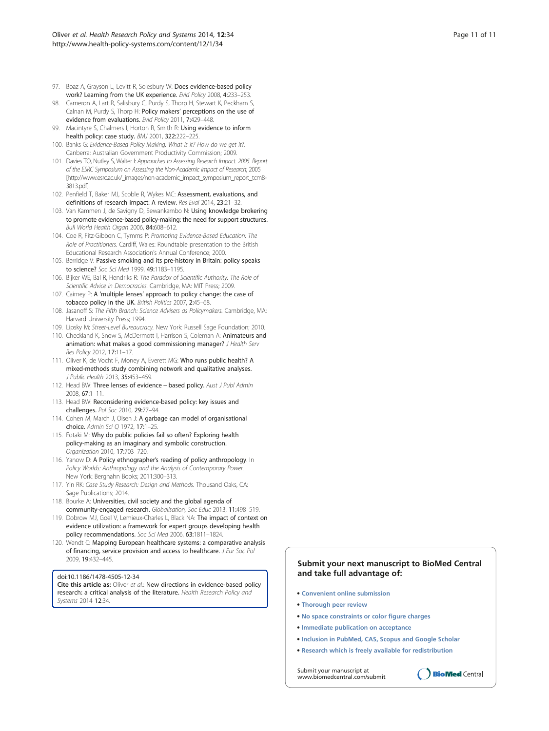97. Boaz A, Grayson L, Levitt R, Solesbury W: **Does evidence-based policy work? Learning from the UK experience.** *Evid Policy* 2008, **4:**233–253.
98. Cameron A, Lart R, Salisbury C, Purdy S, Thorp H, Stewart K, Peckham S, Calnan M, Purdy S, Thorp H: **Policy makers' perceptions on the use of evidence from evaluations.** *Evid Policy* 2011, **7:**429–448.
99. Macintyre S, Chalmers I, Horton R, Smith R: **Using evidence to inform health policy: case study.** *BMJ* 2001, **322:**222–225.
100. Banks G: *Evidence-Based Policy Making: What is it? How do we get it?.* Canberra: Australian Government Productivity Commission; 2009.
101. Davies TO, Nutley S, Walter I: *Approaches to Assessing Research Impact. 2005. Report of the ESRC Symposium on Assessing the Non-Academic Impact of Research*; 2005 [http://www.esrc.ac.uk/_images/non-academic_impact_symposium_report_tcm8-3813.pdf].
102. Penfield T, Baker MJ, Scoble R, Wykes MC: **Assessment, evaluations, and definitions of research impact: A review.** *Res Eval* 2014, **23:**21–32.
103. Van Kammen J, de Savigny D, Sewankambo N: **Using knowledge brokering to promote evidence-based policy-making: the need for support structures.** *Bull World Health Organ* 2006, **84:**608–612.
104. Coe R, Fitz-Gibbon C, Tymms P: *Promoting Evidence-Based Education: The Role of Practitioners.* Cardiff, Wales: Roundtable presentation to the British Educational Research Association's Annual Conference; 2000.
105. Berridge V: **Passive smoking and its pre-history in Britain: policy speaks to science?** *Soc Sci Med* 1999, **49:**1183–1195.
106. Bijker WE, Bal R, Hendriks R: *The Paradox of Scientific Authority: The Role of Scientific Advice in Democracies.* Cambridge, MA: MIT Press; 2009.
107. Cairney P: **A 'multiple lenses' approach to policy change: the case of tobacco policy in the UK.** *British Politics* 2007, **2:**45–68.
108. Jasanoff S: *The Fifth Branch: Science Advisers as Policymakers.* Cambridge, MA: Harvard University Press; 1994.
109. Lipsky M: *Street-Level Bureaucracy.* New York: Russell Sage Foundation; 2010.
110. Checkland K, Snow S, McDermott I, Harrison S, Coleman A: **Animateurs and animation: what makes a good commissioning manager?** *J Health Serv Res Policy* 2012, **17:**11–17.
111. Oliver K, de Vocht F, Money A, Everett MG: **Who runs public health? A mixed-methods study combining network and qualitative analyses.** *J Public Health* 2013, **35:**453–459.
112. Head BW: **Three lenses of evidence – based policy.** *Aust J Publ Admin* 2008, **67:**1–11.
113. Head BW: **Reconsidering evidence-based policy: key issues and challenges.** *Pol Soc* 2010, **29:**77–94.
114. Cohen M, March J, Olsen J: **A garbage can model of organisational choice.** *Admin Sci Q* 1972, **17:**1–25.
115. Fotaki M: **Why do public policies fail so often? Exploring health policy-making as an imaginary and symbolic construction.** *Organization* 2010, **17:**703–720.
116. Yanow D: **A Policy ethnographer's reading of policy anthropology.** In *Policy Worlds: Anthropology and the Analysis of Contemporary Power.* New York: Berghahn Books; 2011:300–313.
117. Yin RK: *Case Study Research: Design and Methods.* Thousand Oaks, CA: Sage Publications; 2014.
118. Bourke A: **Universities, civil society and the global agenda of community-engaged research.** *Globalisation, Soc Educ* 2013, **11:**498–519.
119. Dobrow MJ, Goel V, Lemieux-Charles L, Black NA: **The impact of context on evidence utilization: a framework for expert groups developing health policy recommendations.** *Soc Sci Med* 2006, **63:**1811–1824.
120. Wendt C: **Mapping European healthcare systems: a comparative analysis of financing, service provision and access to healthcare.** *J Eur Soc Pol* 2009, **19:**432–445.

doi:10.1186/1478-4505-12-34

**Cite this article as:** Oliver *et al.*: New directions in evidence-based policy research: a critical analysis of the literature. *Health Research Policy and Systems* 2014 **12**:34.

**Submit your next manuscript to BioMed Central and take full advantage of:**

- **Convenient online submission**
- **Thorough peer review**
- **No space constraints or color figure charges**
- **Immediate publication on acceptance**
- **Inclusion in PubMed, CAS, Scopus and Google Scholar**
- **Research which is freely available for redistribution**

Submit your manuscript at
www.biomedcentral.com/submit

BioMed Central